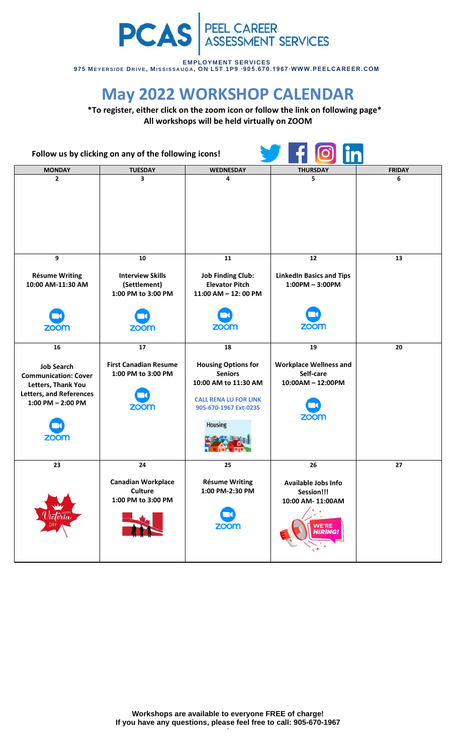**PCAS | PEEL CAREER ASSESSMENT SERVICES**

**EMPLOYMENT SERVICES**
**975 MEYERSIDE DRIVE, MISSISSAUGA, ON L5T 1P9 ·905.670.1967·WWW.PEELCAREER.COM**

# May 2022 WORKSHOP CALENDAR

**\*To register, either click on the zoom icon or follow the link on following page\***
**All workshops will be held virtually on ZOOM**

**Follow us by clicking on any of the following icons!**

| MONDAY | TUESDAY | WEDNESDAY | THURSDAY | FRIDAY |
|---|---|---|---|---|
| 2 | 3 | 4 | 5 | 6 |
| 9<br>**Résume Writing**<br>**10:00 AM-11:30 AM**<br>zoom | 10<br>**Interview Skills (Settlement)**<br>**1:00 PM to 3:00 PM**<br>zoom | 11<br>**Job Finding Club: Elevator Pitch**<br>**11:00 AM – 12: 00 PM**<br>zoom | 12<br>**LinkedIn Basics and Tips**<br>**1:00PM – 3:00PM**<br>zoom | 13 |
| 16<br>**Job Search Communication: Cover Letters, Thank You Letters, and References**<br>**1:00 PM – 2:00 PM**<br>zoom | 17<br>**First Canadian Resume**<br>**1:00 PM to 3:00 PM**<br>zoom | 18<br>**Housing Options for Seniors**<br>**10:00 AM to 11:30 AM**<br>**CALL RENA LU FOR LINK**<br>**905-670-1967 Ext-0235**<br>Housing | 19<br>**Workplace Wellness and Self-care**<br>**10:00AM – 12:00PM**<br>zoom | 20 |
| 23<br>HAPPY Victoria DAY | 24<br>**Canadian Workplace Culture**<br>**1:00 PM to 3:00 PM** | 25<br>**Résume Writing**<br>**1:00 PM-2:30 PM**<br>zoom | 26<br>**Available Jobs Info Session!!!**<br>**10:00 AM- 11:00AM**<br>WE'RE HIRING! | 27 |

**Workshops are available to everyone FREE of charge!**
**If you have any questions, please feel free to call: 905-670-1967**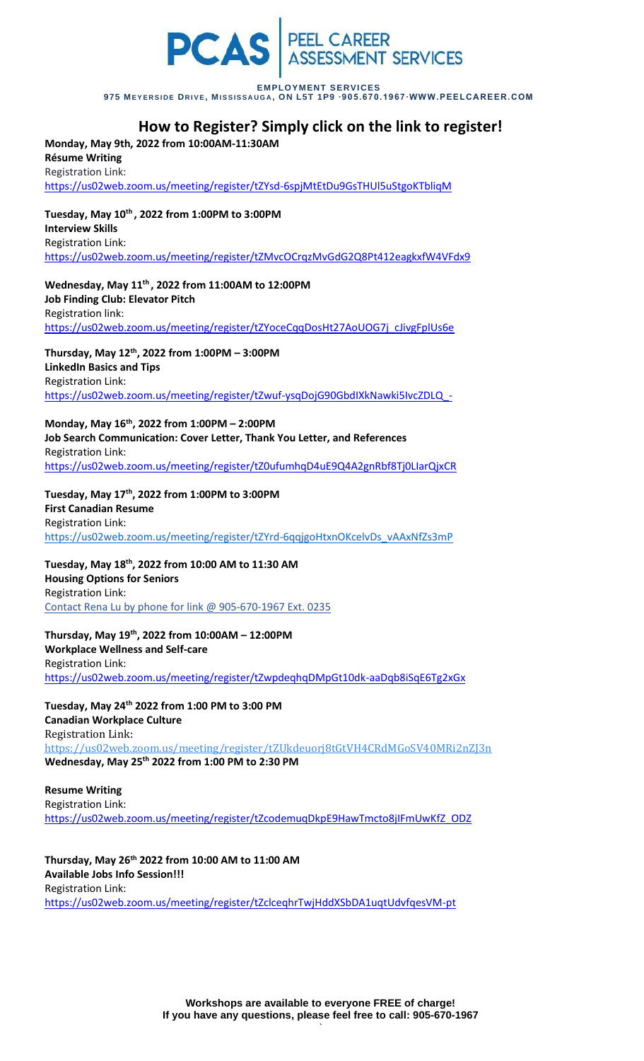**PCAS | PEEL CAREER ASSESSMENT SERVICES**

**EMPLOYMENT SERVICES**
**975 MEYERSIDE DRIVE, MISSISSAUGA, ON L5T 1P9 ·905.670.1967·WWW.PEELCAREER.COM**

## How to Register? Simply click on the link to register!

**Monday, May 9th, 2022 from 10:00AM-11:30AM**
**Résume Writing**
Registration Link:
https://us02web.zoom.us/meeting/register/tZYsd-6spjMtEtDu9GsTHUl5uStgoKTbliqM

**Tuesday, May 10th, 2022 from 1:00PM to 3:00PM**
**Interview Skills**
Registration Link:
https://us02web.zoom.us/meeting/register/tZMvcOCrqzMvGdG2Q8Pt412eagkxfW4VFdx9

**Wednesday, May 11th, 2022 from 11:00AM to 12:00PM**
**Job Finding Club: Elevator Pitch**
Registration link:
https://us02web.zoom.us/meeting/register/tZYoceCqqDosHt27AoUOG7j_cJivgFplUs6e

**Thursday, May 12th, 2022 from 1:00PM – 3:00PM**
**LinkedIn Basics and Tips**
Registration Link:
https://us02web.zoom.us/meeting/register/tZwuf-ysqDojG90GbdIXkNawki5IvcZDLQ_-

**Monday, May 16th, 2022 from 1:00PM – 2:00PM**
**Job Search Communication: Cover Letter, Thank You Letter, and References**
Registration Link:
https://us02web.zoom.us/meeting/register/tZ0ufumhqD4uE9Q4A2gnRbf8Tj0LIarQjxCR

**Tuesday, May 17th, 2022 from 1:00PM to 3:00PM**
**First Canadian Resume**
Registration Link:
https://us02web.zoom.us/meeting/register/tZYrd-6qqjgoHtxnOKcelvDs_vAAxNfZs3mP

**Tuesday, May 18th, 2022 from 10:00 AM to 11:30 AM**
**Housing Options for Seniors**
Registration Link:
Contact Rena Lu by phone for link @ 905-670-1967 Ext. 0235

**Thursday, May 19th, 2022 from 10:00AM – 12:00PM**
**Workplace Wellness and Self-care**
Registration Link:
https://us02web.zoom.us/meeting/register/tZwpdeqhqDMpGt10dk-aaDqb8iSqE6Tg2xGx

**Tuesday, May 24th 2022 from 1:00 PM to 3:00 PM**
**Canadian Workplace Culture**
Registration Link:
https://us02web.zoom.us/meeting/register/tZUkdeuorj8tGtVH4CRdMGoSV40MRi2nZJ3n

**Wednesday, May 25th 2022 from 1:00 PM to 2:30 PM**

**Resume Writing**
Registration Link:
https://us02web.zoom.us/meeting/register/tZcodemuqDkpE9HawTmcto8jIFmUwKfZ_ODZ

**Thursday, May 26th 2022 from 10:00 AM to 11:00 AM**
**Available Jobs Info Session!!!**
Registration Link:
https://us02web.zoom.us/meeting/register/tZclceqhrTwjHddXSbDA1uqtUdvfqesVM-pt

**Workshops are available to everyone FREE of charge!**
**If you have any questions, please feel free to call: 905-670-1967**